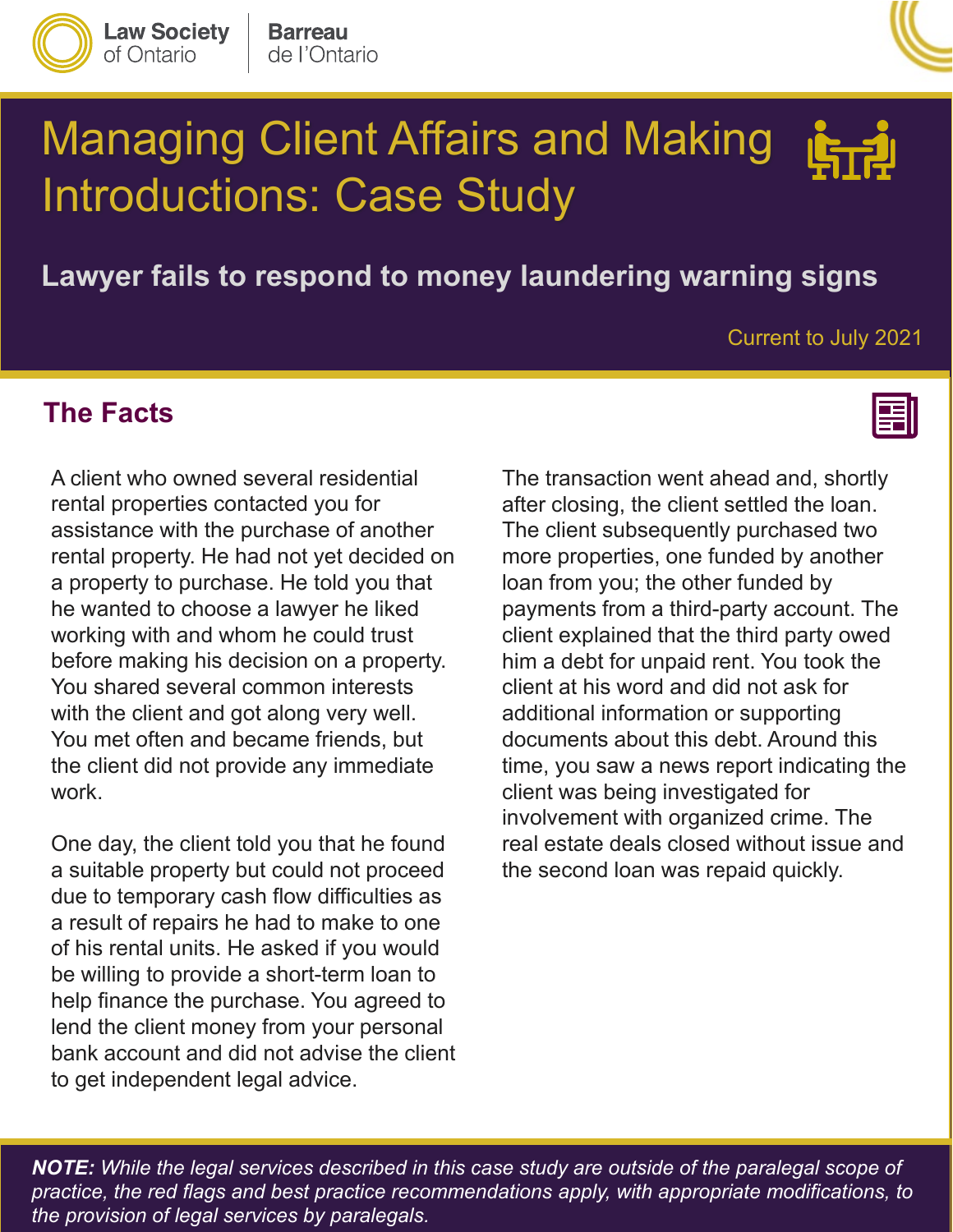Law Society of Ontario | Barreau de l'Ontario

# Managing Client Affairs and Making Introductions: Case Study

## Lawyer fails to respond to money laundering warning signs

Current to July 2021

## The Facts

A client who owned several residential rental properties contacted you for assistance with the purchase of another rental property. He had not yet decided on a property to purchase. He told you that he wanted to choose a lawyer he liked working with and whom he could trust before making his decision on a property. You shared several common interests with the client and got along very well. You met often and became friends, but the client did not provide any immediate work.

One day, the client told you that he found a suitable property but could not proceed due to temporary cash flow difficulties as a result of repairs he had to make to one of his rental units. He asked if you would be willing to provide a short-term loan to help finance the purchase. You agreed to lend the client money from your personal bank account and did not advise the client to get independent legal advice.

The transaction went ahead and, shortly after closing, the client settled the loan. The client subsequently purchased two more properties, one funded by another loan from you; the other funded by payments from a third-party account. The client explained that the third party owed him a debt for unpaid rent. You took the client at his word and did not ask for additional information or supporting documents about this debt. Around this time, you saw a news report indicating the client was being investigated for involvement with organized crime. The real estate deals closed without issue and the second loan was repaid quickly.

***NOTE:** While the legal services described in this case study are outside of the paralegal scope of practice, the red flags and best practice recommendations apply, with appropriate modifications, to the provision of legal services by paralegals.*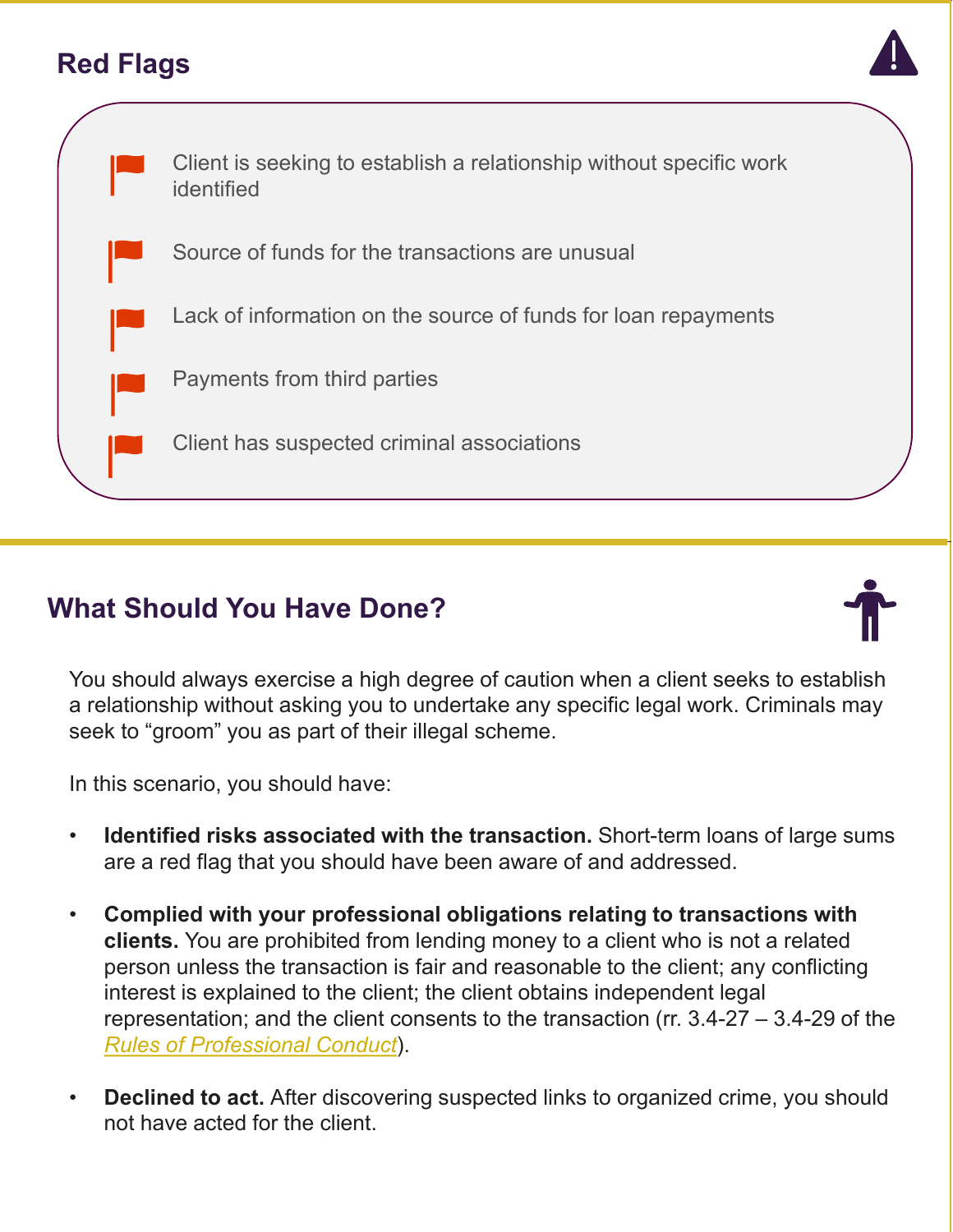## Red Flags

- Client is seeking to establish a relationship without specific work identified
- Source of funds for the transactions are unusual
- Lack of information on the source of funds for loan repayments
- Payments from third parties
- Client has suspected criminal associations

## What Should You Have Done?

You should always exercise a high degree of caution when a client seeks to establish a relationship without asking you to undertake any specific legal work. Criminals may seek to "groom" you as part of their illegal scheme.

In this scenario, you should have:

- **Identified risks associated with the transaction.** Short-term loans of large sums are a red flag that you should have been aware of and addressed.
- **Complied with your professional obligations relating to transactions with clients.** You are prohibited from lending money to a client who is not a related person unless the transaction is fair and reasonable to the client; any conflicting interest is explained to the client; the client obtains independent legal representation; and the client consents to the transaction (rr. 3.4-27 – 3.4-29 of the *Rules of Professional Conduct*).
- **Declined to act.** After discovering suspected links to organized crime, you should not have acted for the client.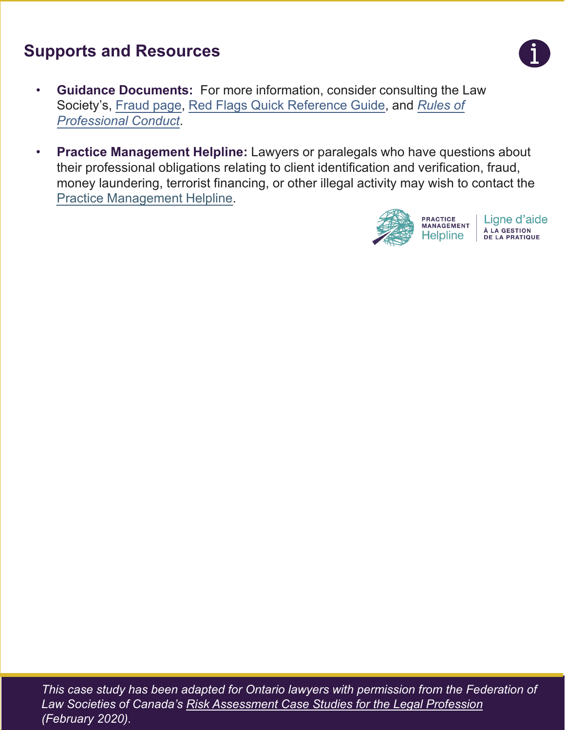## Supports and Resources

- **Guidance Documents:** For more information, consider consulting the Law Society's, Fraud page, Red Flags Quick Reference Guide, and *Rules of Professional Conduct*.
- **Practice Management Helpline:** Lawyers or paralegals who have questions about their professional obligations relating to client identification and verification, fraud, money laundering, terrorist financing, or other illegal activity may wish to contact the Practice Management Helpline.

PRACTICE MANAGEMENT Helpline | Ligne d'aide À LA GESTION DE LA PRATIQUE

*This case study has been adapted for Ontario lawyers with permission from the Federation of Law Societies of Canada's Risk Assessment Case Studies for the Legal Profession (February 2020).*